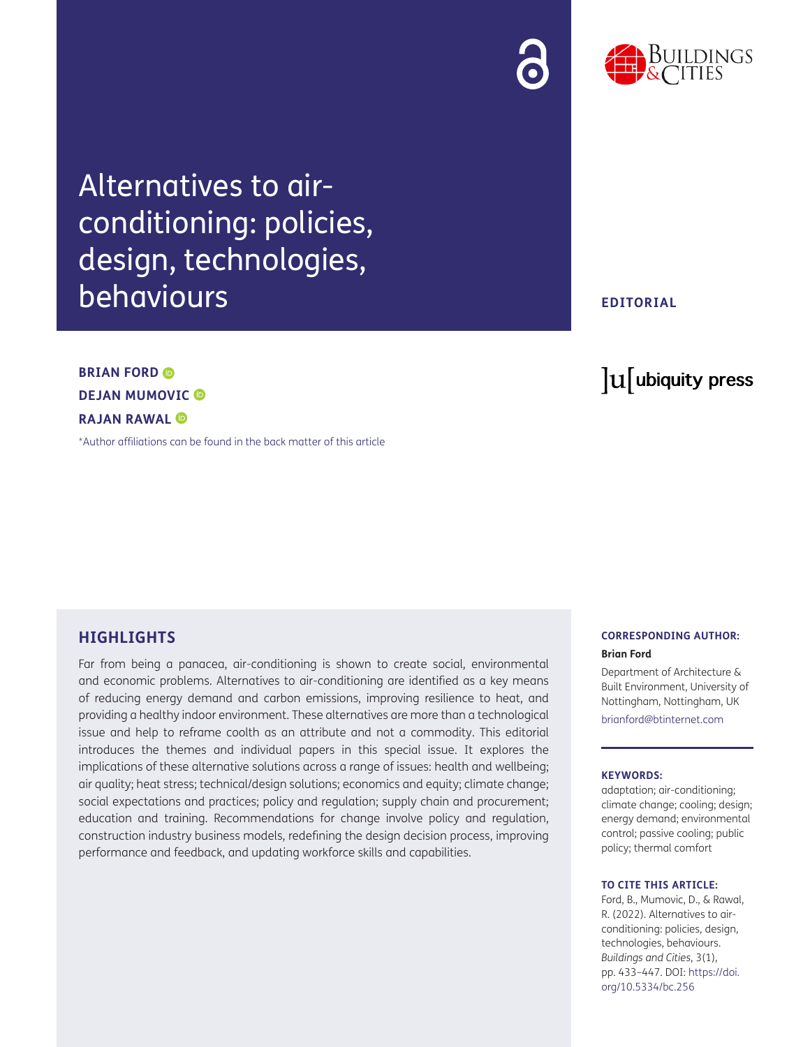# Alternatives to air-conditioning: policies, design, technologies, behaviours

**EDITORIAL**

**BRIAN FORD**
**DEJAN MUMOVIC**
**RAJAN RAWAL**

*Author affiliations can be found in the back matter of this article

## HIGHLIGHTS

Far from being a panacea, air-conditioning is shown to create social, environmental and economic problems. Alternatives to air-conditioning are identified as a key means of reducing energy demand and carbon emissions, improving resilience to heat, and providing a healthy indoor environment. These alternatives are more than a technological issue and help to reframe coolth as an attribute and not a commodity. This editorial introduces the themes and individual papers in this special issue. It explores the implications of these alternative solutions across a range of issues: health and wellbeing; air quality; heat stress; technical/design solutions; economics and equity; climate change; social expectations and practices; policy and regulation; supply chain and procurement; education and training. Recommendations for change involve policy and regulation, construction industry business models, redefining the design decision process, improving performance and feedback, and updating workforce skills and capabilities.

**CORRESPONDING AUTHOR:**

**Brian Ford**

Department of Architecture & Built Environment, University of Nottingham, Nottingham, UK

brianford@btinternet.com

**KEYWORDS:**

adaptation; air-conditioning; climate change; cooling; design; energy demand; environmental control; passive cooling; public policy; thermal comfort

**TO CITE THIS ARTICLE:**

Ford, B., Mumovic, D., & Rawal, R. (2022). Alternatives to air-conditioning: policies, design, technologies, behaviours. *Buildings and Cities*, 3(1), pp. 433–447. DOI: https://doi.org/10.5334/bc.256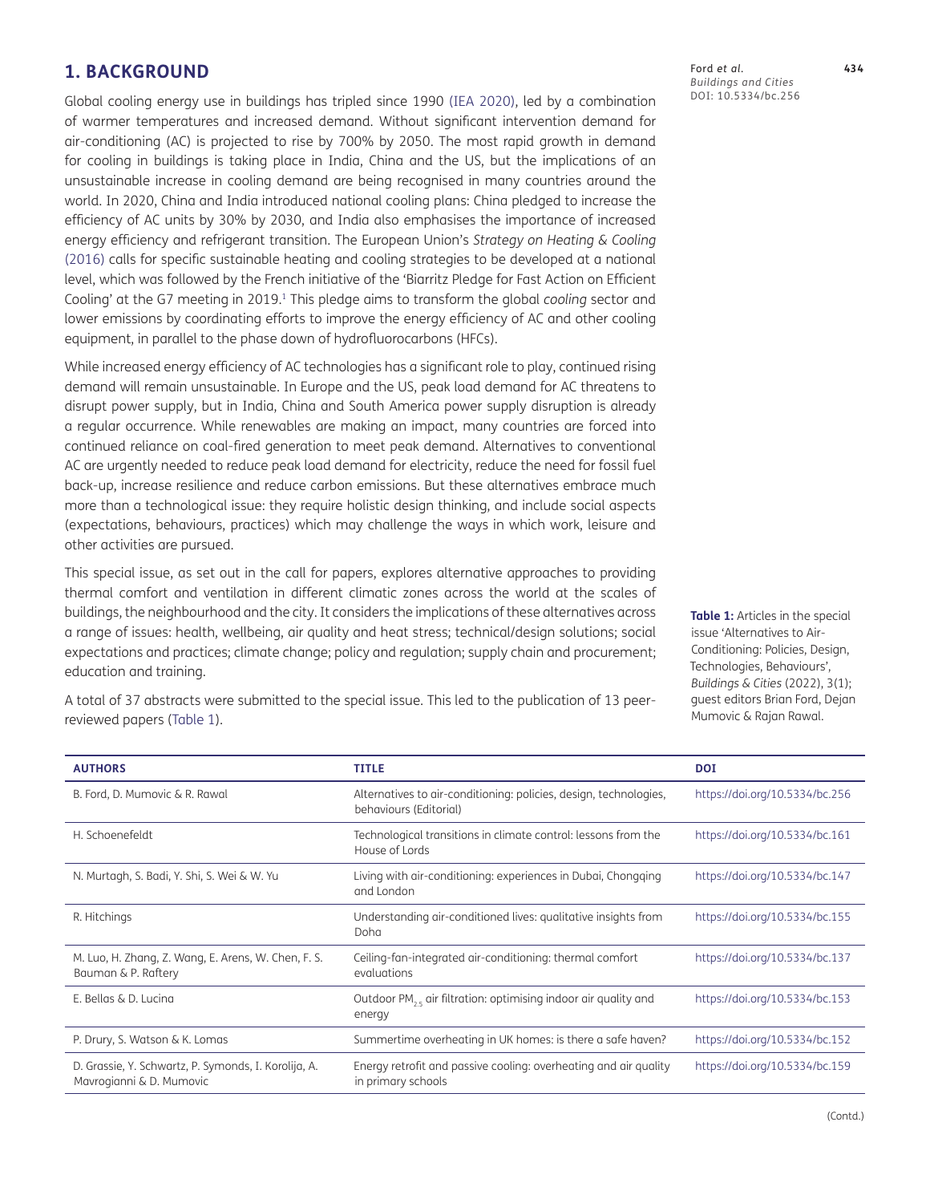## 1. BACKGROUND

Global cooling energy use in buildings has tripled since 1990 (IEA 2020), led by a combination of warmer temperatures and increased demand. Without significant intervention demand for air-conditioning (AC) is projected to rise by 700% by 2050. The most rapid growth in demand for cooling in buildings is taking place in India, China and the US, but the implications of an unsustainable increase in cooling demand are being recognised in many countries around the world. In 2020, China and India introduced national cooling plans: China pledged to increase the efficiency of AC units by 30% by 2030, and India also emphasises the importance of increased energy efficiency and refrigerant transition. The European Union's *Strategy on Heating & Cooling* (2016) calls for specific sustainable heating and cooling strategies to be developed at a national level, which was followed by the French initiative of the 'Biarritz Pledge for Fast Action on Efficient Cooling' at the G7 meeting in 2019.[1] This pledge aims to transform the global *cooling* sector and lower emissions by coordinating efforts to improve the energy efficiency of AC and other cooling equipment, in parallel to the phase down of hydrofluorocarbons (HFCs).

While increased energy efficiency of AC technologies has a significant role to play, continued rising demand will remain unsustainable. In Europe and the US, peak load demand for AC threatens to disrupt power supply, but in India, China and South America power supply disruption is already a regular occurrence. While renewables are making an impact, many countries are forced into continued reliance on coal-fired generation to meet peak demand. Alternatives to conventional AC are urgently needed to reduce peak load demand for electricity, reduce the need for fossil fuel back-up, increase resilience and reduce carbon emissions. But these alternatives embrace much more than a technological issue: they require holistic design thinking, and include social aspects (expectations, behaviours, practices) which may challenge the ways in which work, leisure and other activities are pursued.

This special issue, as set out in the call for papers, explores alternative approaches to providing thermal comfort and ventilation in different climatic zones across the world at the scales of buildings, the neighbourhood and the city. It considers the implications of these alternatives across a range of issues: health, wellbeing, air quality and heat stress; technical/design solutions; social expectations and practices; climate change; policy and regulation; supply chain and procurement; education and training.

A total of 37 abstracts were submitted to the special issue. This led to the publication of 13 peer-reviewed papers (Table 1).

**Table 1:** Articles in the special issue 'Alternatives to Air-Conditioning: Policies, Design, Technologies, Behaviours', *Buildings & Cities* (2022), 3(1); guest editors Brian Ford, Dejan Mumovic & Rajan Rawal.

| AUTHORS | TITLE | DOI |
|---|---|---|
| B. Ford, D. Mumovic & R. Rawal | Alternatives to air-conditioning: policies, design, technologies, behaviours (Editorial) | https://doi.org/10.5334/bc.256 |
| H. Schoenefeldt | Technological transitions in climate control: lessons from the House of Lords | https://doi.org/10.5334/bc.161 |
| N. Murtagh, S. Badi, Y. Shi, S. Wei & W. Yu | Living with air-conditioning: experiences in Dubai, Chongqing and London | https://doi.org/10.5334/bc.147 |
| R. Hitchings | Understanding air-conditioned lives: qualitative insights from Doha | https://doi.org/10.5334/bc.155 |
| M. Luo, H. Zhang, Z. Wang, E. Arens, W. Chen, F. S. Bauman & P. Raftery | Ceiling-fan-integrated air-conditioning: thermal comfort evaluations | https://doi.org/10.5334/bc.137 |
| E. Bellas & D. Lucina | Outdoor $PM_{2.5}$ air filtration: optimising indoor air quality and energy | https://doi.org/10.5334/bc.153 |
| P. Drury, S. Watson & K. Lomas | Summertime overheating in UK homes: is there a safe haven? | https://doi.org/10.5334/bc.152 |
| D. Grassie, Y. Schwartz, P. Symonds, I. Korolija, A. Mavrogianni & D. Mumovic | Energy retrofit and passive cooling: overheating and air quality in primary schools | https://doi.org/10.5334/bc.159 |

(Contd.)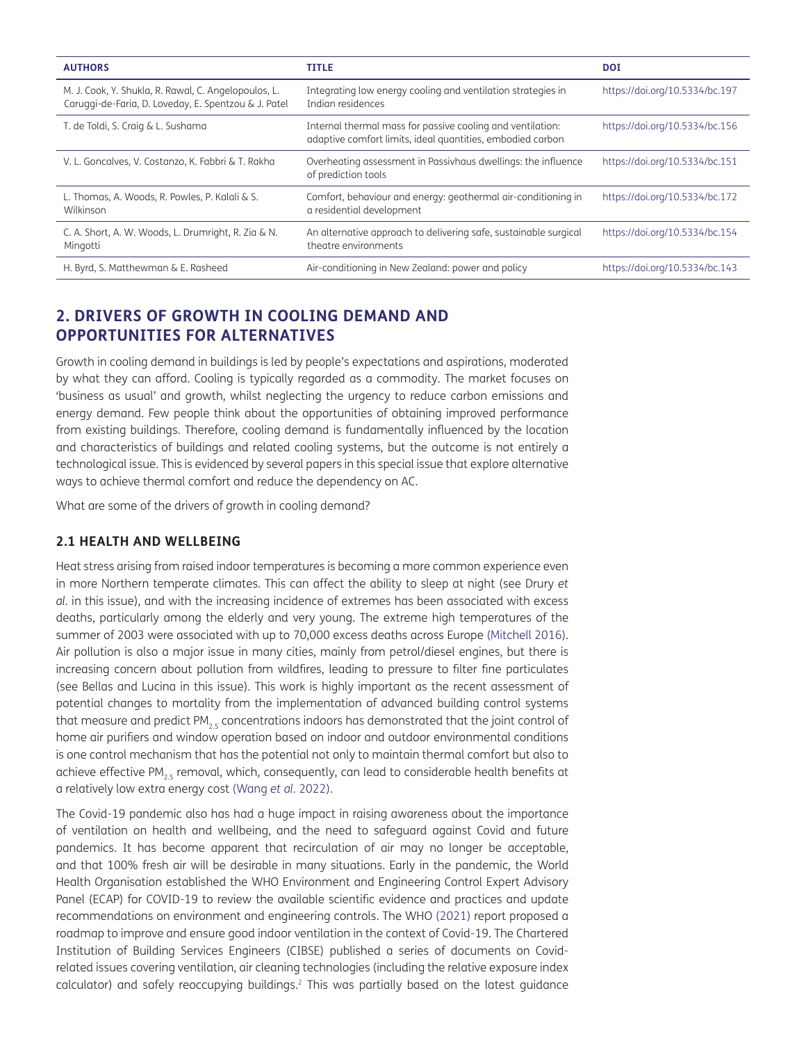| AUTHORS | TITLE | DOI |
|---|---|---|
| M. J. Cook, Y. Shukla, R. Rawal, C. Angelopoulos, L. Caruggi-de-Faria, D. Loveday, E. Spentzou & J. Patel | Integrating low energy cooling and ventilation strategies in Indian residences | https://doi.org/10.5334/bc.197 |
| T. de Toldi, S. Craig & L. Sushama | Internal thermal mass for passive cooling and ventilation: adaptive comfort limits, ideal quantities, embodied carbon | https://doi.org/10.5334/bc.156 |
| V. L. Goncalves, V. Costanzo, K. Fabbri & T. Rakha | Overheating assessment in Passivhaus dwellings: the influence of prediction tools | https://doi.org/10.5334/bc.151 |
| L. Thomas, A. Woods, R. Powles, P. Kalali & S. Wilkinson | Comfort, behaviour and energy: geothermal air-conditioning in a residential development | https://doi.org/10.5334/bc.172 |
| C. A. Short, A. W. Woods, L. Drumright, R. Zia & N. Mingotti | An alternative approach to delivering safe, sustainable surgical theatre environments | https://doi.org/10.5334/bc.154 |
| H. Byrd, S. Matthewman & E. Rasheed | Air-conditioning in New Zealand: power and policy | https://doi.org/10.5334/bc.143 |

## 2. DRIVERS OF GROWTH IN COOLING DEMAND AND OPPORTUNITIES FOR ALTERNATIVES

Growth in cooling demand in buildings is led by people's expectations and aspirations, moderated by what they can afford. Cooling is typically regarded as a commodity. The market focuses on 'business as usual' and growth, whilst neglecting the urgency to reduce carbon emissions and energy demand. Few people think about the opportunities of obtaining improved performance from existing buildings. Therefore, cooling demand is fundamentally influenced by the location and characteristics of buildings and related cooling systems, but the outcome is not entirely a technological issue. This is evidenced by several papers in this special issue that explore alternative ways to achieve thermal comfort and reduce the dependency on AC.

What are some of the drivers of growth in cooling demand?

### 2.1 HEALTH AND WELLBEING

Heat stress arising from raised indoor temperatures is becoming a more common experience even in more Northern temperate climates. This can affect the ability to sleep at night (see Drury *et al*. in this issue), and with the increasing incidence of extremes has been associated with excess deaths, particularly among the elderly and very young. The extreme high temperatures of the summer of 2003 were associated with up to 70,000 excess deaths across Europe (Mitchell 2016). Air pollution is also a major issue in many cities, mainly from petrol/diesel engines, but there is increasing concern about pollution from wildfires, leading to pressure to filter fine particulates (see Bellas and Lucina in this issue). This work is highly important as the recent assessment of potential changes to mortality from the implementation of advanced building control systems that measure and predict $PM_{2.5}$ concentrations indoors has demonstrated that the joint control of home air purifiers and window operation based on indoor and outdoor environmental conditions is one control mechanism that has the potential not only to maintain thermal comfort but also to achieve effective $PM_{2.5}$ removal, which, consequently, can lead to considerable health benefits at a relatively low extra energy cost (Wang *et al*. 2022).

The Covid-19 pandemic also has had a huge impact in raising awareness about the importance of ventilation on health and wellbeing, and the need to safeguard against Covid and future pandemics. It has become apparent that recirculation of air may no longer be acceptable, and that 100% fresh air will be desirable in many situations. Early in the pandemic, the World Health Organisation established the WHO Environment and Engineering Control Expert Advisory Panel (ECAP) for COVID-19 to review the available scientific evidence and practices and update recommendations on environment and engineering controls. The WHO (2021) report proposed a roadmap to improve and ensure good indoor ventilation in the context of Covid-19. The Chartered Institution of Building Services Engineers (CIBSE) published a series of documents on Covid-related issues covering ventilation, air cleaning technologies (including the relative exposure index calculator) and safely reoccupying buildings.[2] This was partially based on the latest guidance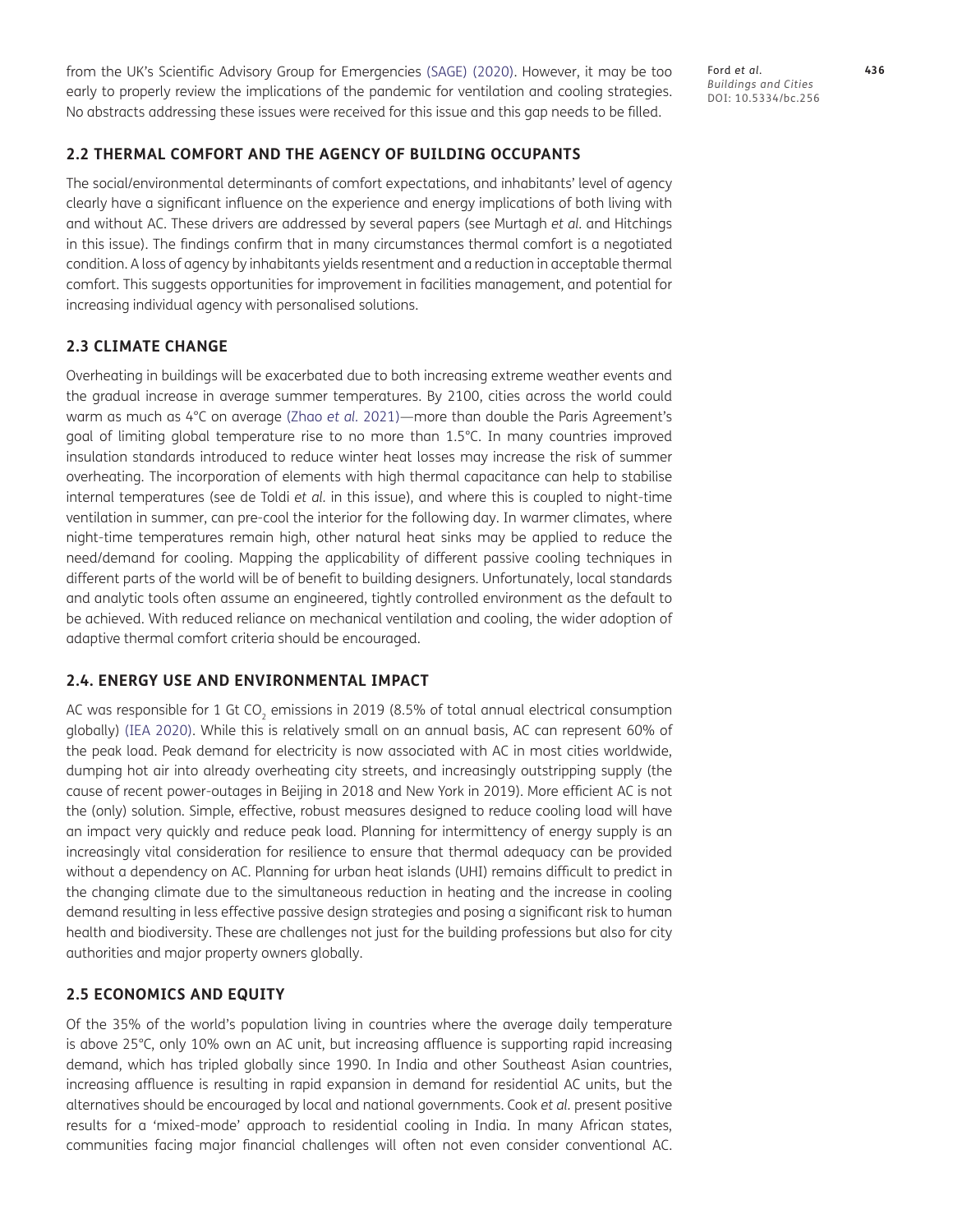from the UK's Scientific Advisory Group for Emergencies (SAGE) (2020). However, it may be too early to properly review the implications of the pandemic for ventilation and cooling strategies. No abstracts addressing these issues were received for this issue and this gap needs to be filled.

## 2.2 THERMAL COMFORT AND THE AGENCY OF BUILDING OCCUPANTS

The social/environmental determinants of comfort expectations, and inhabitants' level of agency clearly have a significant influence on the experience and energy implications of both living with and without AC. These drivers are addressed by several papers (see Murtagh *et al.* and Hitchings in this issue). The findings confirm that in many circumstances thermal comfort is a negotiated condition. A loss of agency by inhabitants yields resentment and a reduction in acceptable thermal comfort. This suggests opportunities for improvement in facilities management, and potential for increasing individual agency with personalised solutions.

## 2.3 CLIMATE CHANGE

Overheating in buildings will be exacerbated due to both increasing extreme weather events and the gradual increase in average summer temperatures. By 2100, cities across the world could warm as much as 4°C on average (Zhao *et al.* 2021)—more than double the Paris Agreement's goal of limiting global temperature rise to no more than 1.5°C. In many countries improved insulation standards introduced to reduce winter heat losses may increase the risk of summer overheating. The incorporation of elements with high thermal capacitance can help to stabilise internal temperatures (see de Toldi *et al.* in this issue), and where this is coupled to night-time ventilation in summer, can pre-cool the interior for the following day. In warmer climates, where night-time temperatures remain high, other natural heat sinks may be applied to reduce the need/demand for cooling. Mapping the applicability of different passive cooling techniques in different parts of the world will be of benefit to building designers. Unfortunately, local standards and analytic tools often assume an engineered, tightly controlled environment as the default to be achieved. With reduced reliance on mechanical ventilation and cooling, the wider adoption of adaptive thermal comfort criteria should be encouraged.

## 2.4. ENERGY USE AND ENVIRONMENTAL IMPACT

AC was responsible for 1 Gt $CO_2$ emissions in 2019 (8.5% of total annual electrical consumption globally) (IEA 2020). While this is relatively small on an annual basis, AC can represent 60% of the peak load. Peak demand for electricity is now associated with AC in most cities worldwide, dumping hot air into already overheating city streets, and increasingly outstripping supply (the cause of recent power-outages in Beijing in 2018 and New York in 2019). More efficient AC is not the (only) solution. Simple, effective, robust measures designed to reduce cooling load will have an impact very quickly and reduce peak load. Planning for intermittency of energy supply is an increasingly vital consideration for resilience to ensure that thermal adequacy can be provided without a dependency on AC. Planning for urban heat islands (UHI) remains difficult to predict in the changing climate due to the simultaneous reduction in heating and the increase in cooling demand resulting in less effective passive design strategies and posing a significant risk to human health and biodiversity. These are challenges not just for the building professions but also for city authorities and major property owners globally.

## 2.5 ECONOMICS AND EQUITY

Of the 35% of the world's population living in countries where the average daily temperature is above 25°C, only 10% own an AC unit, but increasing affluence is supporting rapid increasing demand, which has tripled globally since 1990. In India and other Southeast Asian countries, increasing affluence is resulting in rapid expansion in demand for residential AC units, but the alternatives should be encouraged by local and national governments. Cook *et al.* present positive results for a 'mixed-mode' approach to residential cooling in India. In many African states, communities facing major financial challenges will often not even consider conventional AC.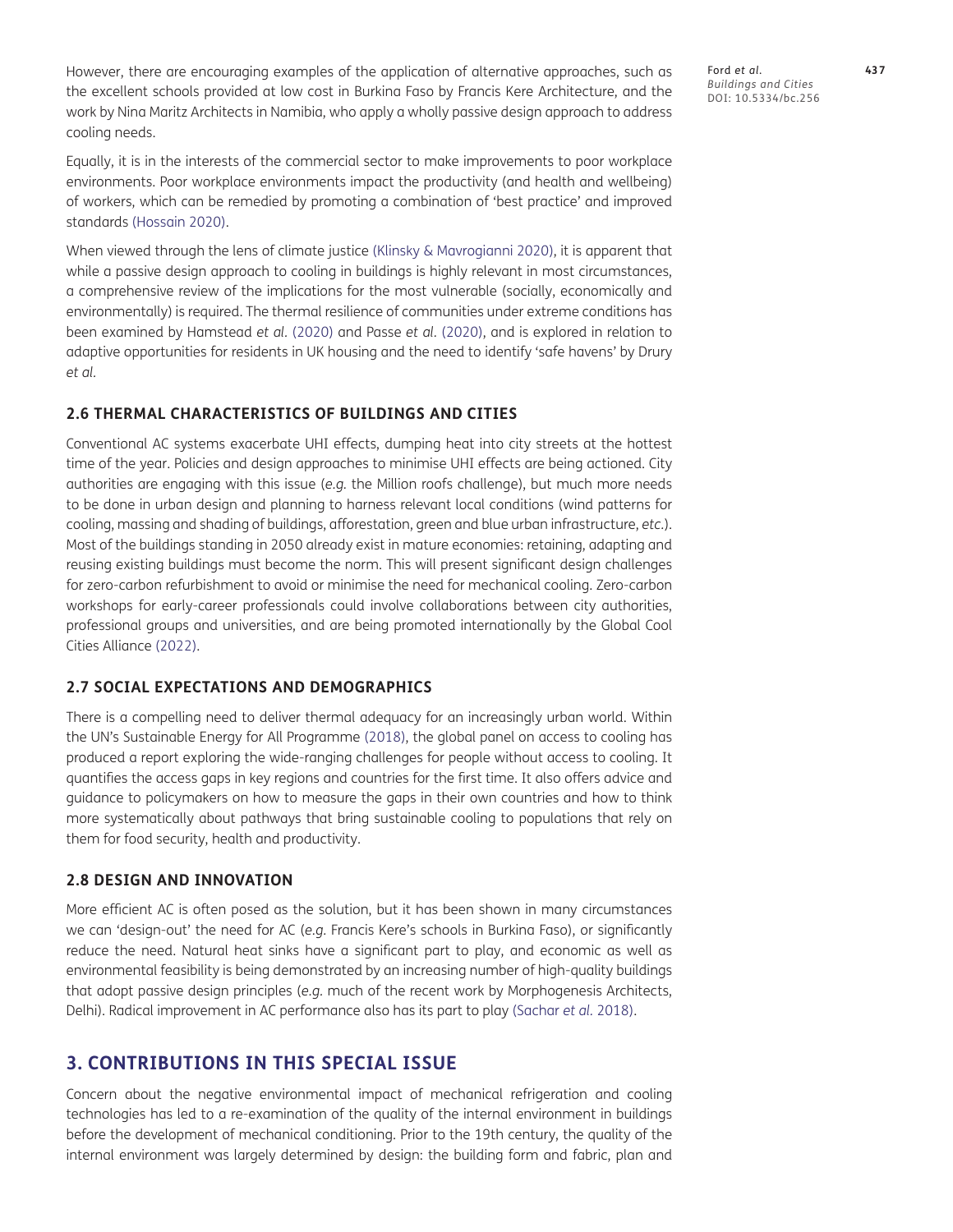However, there are encouraging examples of the application of alternative approaches, such as the excellent schools provided at low cost in Burkina Faso by Francis Kere Architecture, and the work by Nina Maritz Architects in Namibia, who apply a wholly passive design approach to address cooling needs.

Equally, it is in the interests of the commercial sector to make improvements to poor workplace environments. Poor workplace environments impact the productivity (and health and wellbeing) of workers, which can be remedied by promoting a combination of 'best practice' and improved standards (Hossain 2020).

When viewed through the lens of climate justice (Klinsky & Mavrogianni 2020), it is apparent that while a passive design approach to cooling in buildings is highly relevant in most circumstances, a comprehensive review of the implications for the most vulnerable (socially, economically and environmentally) is required. The thermal resilience of communities under extreme conditions has been examined by Hamstead *et al.* (2020) and Passe *et al.* (2020), and is explored in relation to adaptive opportunities for residents in UK housing and the need to identify 'safe havens' by Drury *et al.*

### 2.6 THERMAL CHARACTERISTICS OF BUILDINGS AND CITIES

Conventional AC systems exacerbate UHI effects, dumping heat into city streets at the hottest time of the year. Policies and design approaches to minimise UHI effects are being actioned. City authorities are engaging with this issue (*e.g.* the Million roofs challenge), but much more needs to be done in urban design and planning to harness relevant local conditions (wind patterns for cooling, massing and shading of buildings, afforestation, green and blue urban infrastructure, *etc.*). Most of the buildings standing in 2050 already exist in mature economies: retaining, adapting and reusing existing buildings must become the norm. This will present significant design challenges for zero-carbon refurbishment to avoid or minimise the need for mechanical cooling. Zero-carbon workshops for early-career professionals could involve collaborations between city authorities, professional groups and universities, and are being promoted internationally by the Global Cool Cities Alliance (2022).

### 2.7 SOCIAL EXPECTATIONS AND DEMOGRAPHICS

There is a compelling need to deliver thermal adequacy for an increasingly urban world. Within the UN's Sustainable Energy for All Programme (2018), the global panel on access to cooling has produced a report exploring the wide-ranging challenges for people without access to cooling. It quantifies the access gaps in key regions and countries for the first time. It also offers advice and guidance to policymakers on how to measure the gaps in their own countries and how to think more systematically about pathways that bring sustainable cooling to populations that rely on them for food security, health and productivity.

### 2.8 DESIGN AND INNOVATION

More efficient AC is often posed as the solution, but it has been shown in many circumstances we can 'design-out' the need for AC (*e.g.* Francis Kere's schools in Burkina Faso), or significantly reduce the need. Natural heat sinks have a significant part to play, and economic as well as environmental feasibility is being demonstrated by an increasing number of high-quality buildings that adopt passive design principles (*e.g.* much of the recent work by Morphogenesis Architects, Delhi). Radical improvement in AC performance also has its part to play (Sachar *et al.* 2018).

## 3. CONTRIBUTIONS IN THIS SPECIAL ISSUE

Concern about the negative environmental impact of mechanical refrigeration and cooling technologies has led to a re-examination of the quality of the internal environment in buildings before the development of mechanical conditioning. Prior to the 19th century, the quality of the internal environment was largely determined by design: the building form and fabric, plan and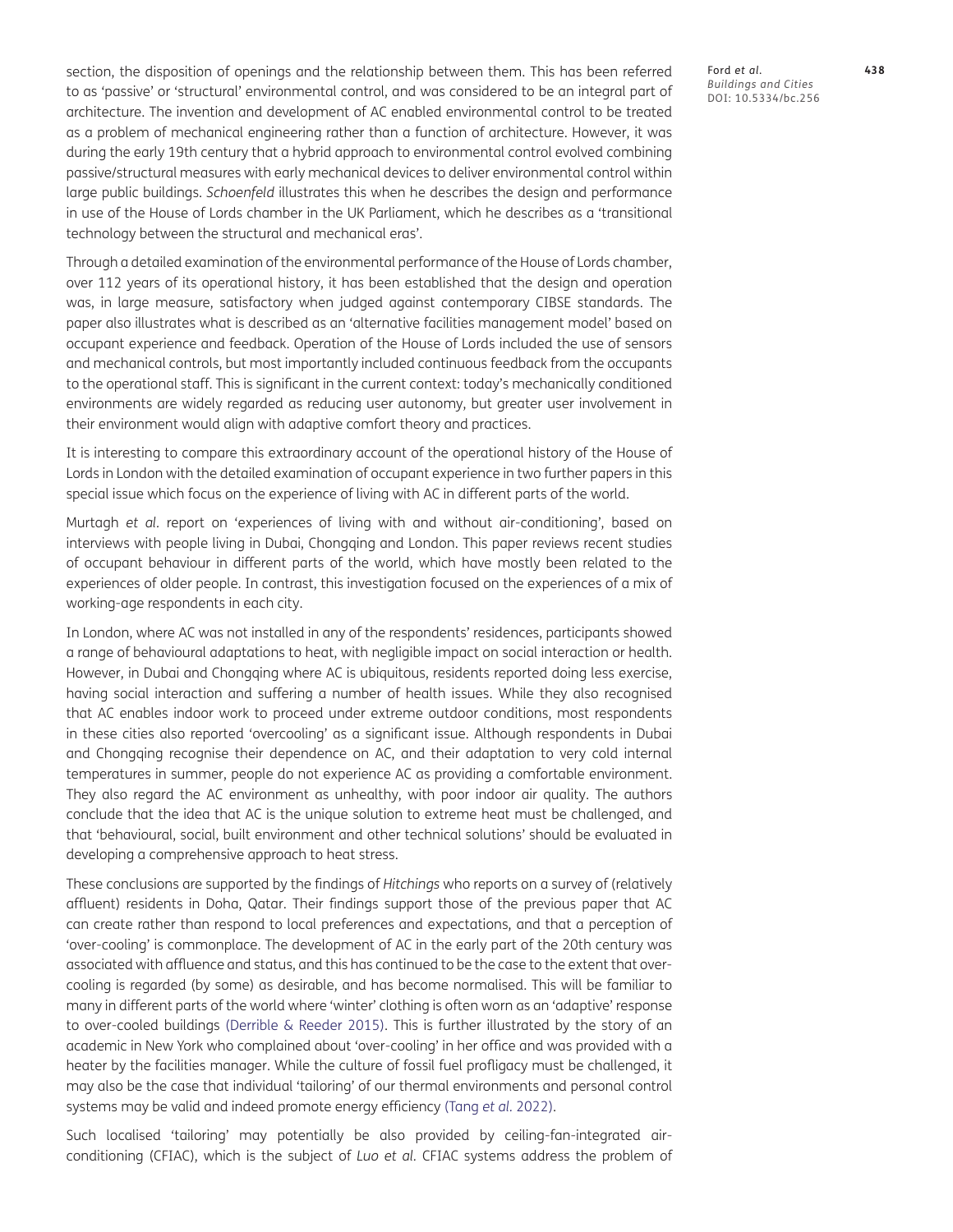section, the disposition of openings and the relationship between them. This has been referred to as 'passive' or 'structural' environmental control, and was considered to be an integral part of architecture. The invention and development of AC enabled environmental control to be treated as a problem of mechanical engineering rather than a function of architecture. However, it was during the early 19th century that a hybrid approach to environmental control evolved combining passive/structural measures with early mechanical devices to deliver environmental control within large public buildings. *Schoenfeld* illustrates this when he describes the design and performance in use of the House of Lords chamber in the UK Parliament, which he describes as a 'transitional technology between the structural and mechanical eras'.

Through a detailed examination of the environmental performance of the House of Lords chamber, over 112 years of its operational history, it has been established that the design and operation was, in large measure, satisfactory when judged against contemporary CIBSE standards. The paper also illustrates what is described as an 'alternative facilities management model' based on occupant experience and feedback. Operation of the House of Lords included the use of sensors and mechanical controls, but most importantly included continuous feedback from the occupants to the operational staff. This is significant in the current context: today's mechanically conditioned environments are widely regarded as reducing user autonomy, but greater user involvement in their environment would align with adaptive comfort theory and practices.

It is interesting to compare this extraordinary account of the operational history of the House of Lords in London with the detailed examination of occupant experience in two further papers in this special issue which focus on the experience of living with AC in different parts of the world.

Murtagh *et al*. report on 'experiences of living with and without air-conditioning', based on interviews with people living in Dubai, Chongqing and London. This paper reviews recent studies of occupant behaviour in different parts of the world, which have mostly been related to the experiences of older people. In contrast, this investigation focused on the experiences of a mix of working-age respondents in each city.

In London, where AC was not installed in any of the respondents' residences, participants showed a range of behavioural adaptations to heat, with negligible impact on social interaction or health. However, in Dubai and Chongqing where AC is ubiquitous, residents reported doing less exercise, having social interaction and suffering a number of health issues. While they also recognised that AC enables indoor work to proceed under extreme outdoor conditions, most respondents in these cities also reported 'overcooling' as a significant issue. Although respondents in Dubai and Chongqing recognise their dependence on AC, and their adaptation to very cold internal temperatures in summer, people do not experience AC as providing a comfortable environment. They also regard the AC environment as unhealthy, with poor indoor air quality. The authors conclude that the idea that AC is the unique solution to extreme heat must be challenged, and that 'behavioural, social, built environment and other technical solutions' should be evaluated in developing a comprehensive approach to heat stress.

These conclusions are supported by the findings of *Hitchings* who reports on a survey of (relatively affluent) residents in Doha, Qatar. Their findings support those of the previous paper that AC can create rather than respond to local preferences and expectations, and that a perception of 'over-cooling' is commonplace. The development of AC in the early part of the 20th century was associated with affluence and status, and this has continued to be the case to the extent that over-cooling is regarded (by some) as desirable, and has become normalised. This will be familiar to many in different parts of the world where 'winter' clothing is often worn as an 'adaptive' response to over-cooled buildings (Derrible & Reeder 2015). This is further illustrated by the story of an academic in New York who complained about 'over-cooling' in her office and was provided with a heater by the facilities manager. While the culture of fossil fuel profligacy must be challenged, it may also be the case that individual 'tailoring' of our thermal environments and personal control systems may be valid and indeed promote energy efficiency (Tang *et al*. 2022).

Such localised 'tailoring' may potentially be also provided by ceiling-fan-integrated air-conditioning (CFIAC), which is the subject of *Luo et al*. CFIAC systems address the problem of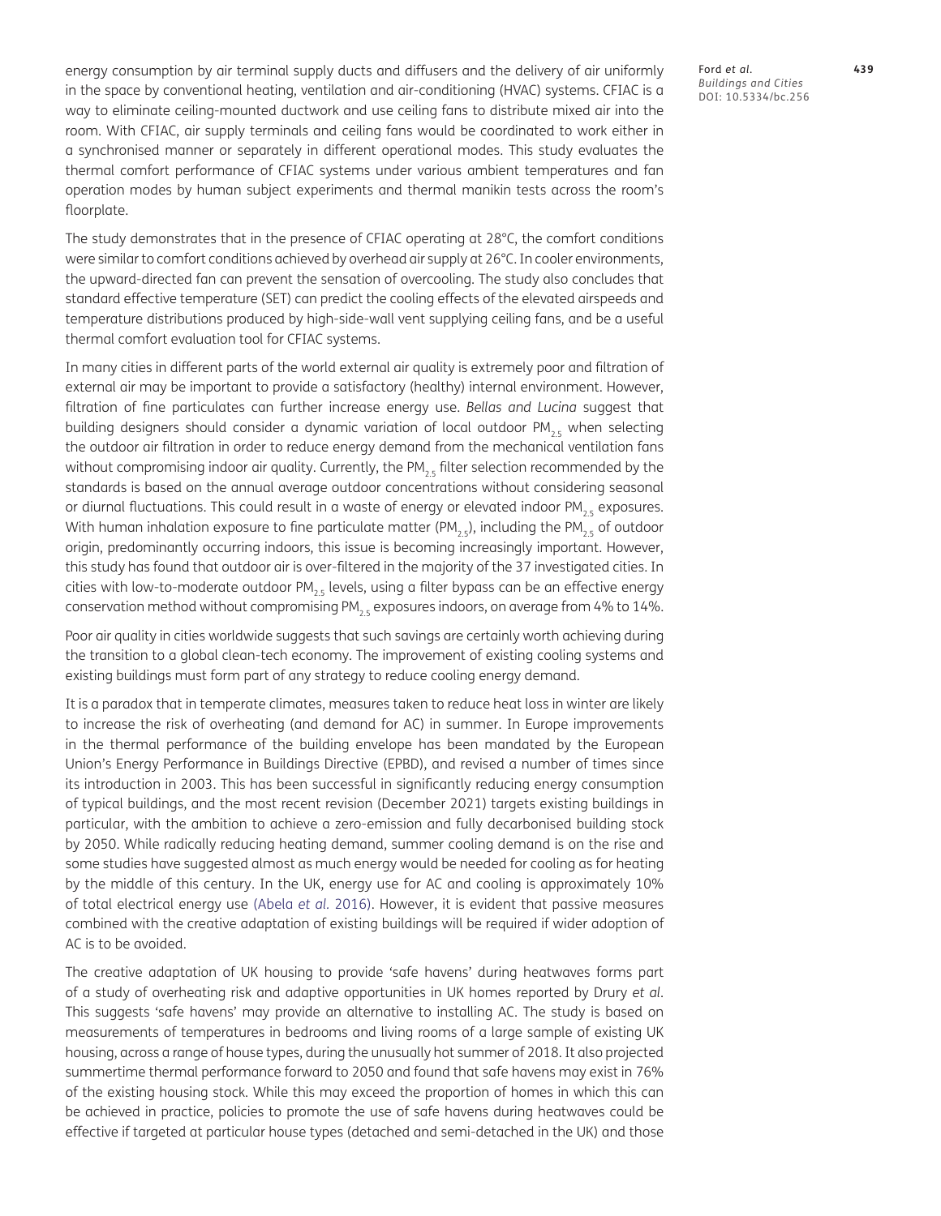energy consumption by air terminal supply ducts and diffusers and the delivery of air uniformly in the space by conventional heating, ventilation and air-conditioning (HVAC) systems. CFIAC is a way to eliminate ceiling-mounted ductwork and use ceiling fans to distribute mixed air into the room. With CFIAC, air supply terminals and ceiling fans would be coordinated to work either in a synchronised manner or separately in different operational modes. This study evaluates the thermal comfort performance of CFIAC systems under various ambient temperatures and fan operation modes by human subject experiments and thermal manikin tests across the room's floorplate.

The study demonstrates that in the presence of CFIAC operating at 28°C, the comfort conditions were similar to comfort conditions achieved by overhead air supply at 26°C. In cooler environments, the upward-directed fan can prevent the sensation of overcooling. The study also concludes that standard effective temperature (SET) can predict the cooling effects of the elevated airspeeds and temperature distributions produced by high-side-wall vent supplying ceiling fans, and be a useful thermal comfort evaluation tool for CFIAC systems.

In many cities in different parts of the world external air quality is extremely poor and filtration of external air may be important to provide a satisfactory (healthy) internal environment. However, filtration of fine particulates can further increase energy use. *Bellas and Lucina* suggest that building designers should consider a dynamic variation of local outdoor $PM_{2.5}$ when selecting the outdoor air filtration in order to reduce energy demand from the mechanical ventilation fans without compromising indoor air quality. Currently, the $PM_{2.5}$ filter selection recommended by the standards is based on the annual average outdoor concentrations without considering seasonal or diurnal fluctuations. This could result in a waste of energy or elevated indoor $PM_{2.5}$ exposures. With human inhalation exposure to fine particulate matter ($PM_{2.5}$), including the $PM_{2.5}$ of outdoor origin, predominantly occurring indoors, this issue is becoming increasingly important. However, this study has found that outdoor air is over-filtered in the majority of the 37 investigated cities. In cities with low-to-moderate outdoor $PM_{2.5}$ levels, using a filter bypass can be an effective energy conservation method without compromising $PM_{2.5}$ exposures indoors, on average from 4% to 14%.

Poor air quality in cities worldwide suggests that such savings are certainly worth achieving during the transition to a global clean-tech economy. The improvement of existing cooling systems and existing buildings must form part of any strategy to reduce cooling energy demand.

It is a paradox that in temperate climates, measures taken to reduce heat loss in winter are likely to increase the risk of overheating (and demand for AC) in summer. In Europe improvements in the thermal performance of the building envelope has been mandated by the European Union's Energy Performance in Buildings Directive (EPBD), and revised a number of times since its introduction in 2003. This has been successful in significantly reducing energy consumption of typical buildings, and the most recent revision (December 2021) targets existing buildings in particular, with the ambition to achieve a zero-emission and fully decarbonised building stock by 2050. While radically reducing heating demand, summer cooling demand is on the rise and some studies have suggested almost as much energy would be needed for cooling as for heating by the middle of this century. In the UK, energy use for AC and cooling is approximately 10% of total electrical energy use (Abela *et al.* 2016). However, it is evident that passive measures combined with the creative adaptation of existing buildings will be required if wider adoption of AC is to be avoided.

The creative adaptation of UK housing to provide 'safe havens' during heatwaves forms part of a study of overheating risk and adaptive opportunities in UK homes reported by Drury *et al*. This suggests 'safe havens' may provide an alternative to installing AC. The study is based on measurements of temperatures in bedrooms and living rooms of a large sample of existing UK housing, across a range of house types, during the unusually hot summer of 2018. It also projected summertime thermal performance forward to 2050 and found that safe havens may exist in 76% of the existing housing stock. While this may exceed the proportion of homes in which this can be achieved in practice, policies to promote the use of safe havens during heatwaves could be effective if targeted at particular house types (detached and semi-detached in the UK) and those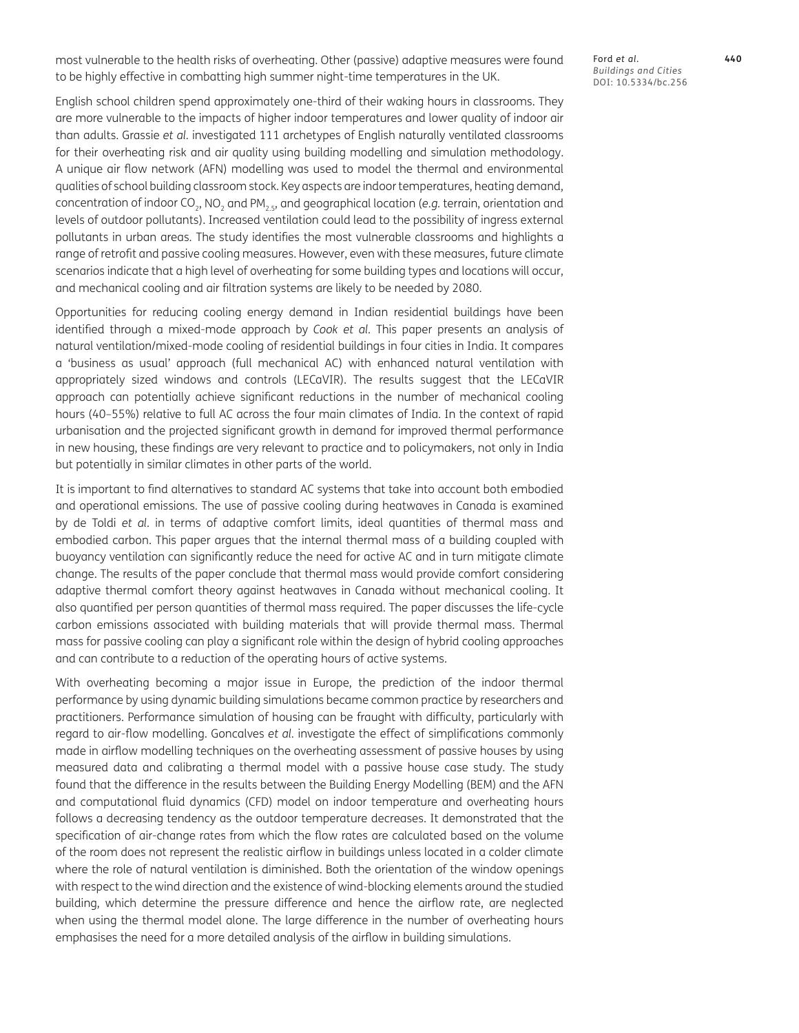most vulnerable to the health risks of overheating. Other (passive) adaptive measures were found to be highly effective in combatting high summer night-time temperatures in the UK.

English school children spend approximately one-third of their waking hours in classrooms. They are more vulnerable to the impacts of higher indoor temperatures and lower quality of indoor air than adults. Grassie *et al.* investigated 111 archetypes of English naturally ventilated classrooms for their overheating risk and air quality using building modelling and simulation methodology. A unique air flow network (AFN) modelling was used to model the thermal and environmental qualities of school building classroom stock. Key aspects are indoor temperatures, heating demand, concentration of indoor $CO_2$, $NO_2$ and $PM_{2.5}$, and geographical location (*e.g.* terrain, orientation and levels of outdoor pollutants). Increased ventilation could lead to the possibility of ingress external pollutants in urban areas. The study identifies the most vulnerable classrooms and highlights a range of retrofit and passive cooling measures. However, even with these measures, future climate scenarios indicate that a high level of overheating for some building types and locations will occur, and mechanical cooling and air filtration systems are likely to be needed by 2080.

Opportunities for reducing cooling energy demand in Indian residential buildings have been identified through a mixed-mode approach by *Cook et al.* This paper presents an analysis of natural ventilation/mixed-mode cooling of residential buildings in four cities in India. It compares a 'business as usual' approach (full mechanical AC) with enhanced natural ventilation with appropriately sized windows and controls (LECaVIR). The results suggest that the LECaVIR approach can potentially achieve significant reductions in the number of mechanical cooling hours (40–55%) relative to full AC across the four main climates of India. In the context of rapid urbanisation and the projected significant growth in demand for improved thermal performance in new housing, these findings are very relevant to practice and to policymakers, not only in India but potentially in similar climates in other parts of the world.

It is important to find alternatives to standard AC systems that take into account both embodied and operational emissions. The use of passive cooling during heatwaves in Canada is examined by de Toldi *et al.* in terms of adaptive comfort limits, ideal quantities of thermal mass and embodied carbon. This paper argues that the internal thermal mass of a building coupled with buoyancy ventilation can significantly reduce the need for active AC and in turn mitigate climate change. The results of the paper conclude that thermal mass would provide comfort considering adaptive thermal comfort theory against heatwaves in Canada without mechanical cooling. It also quantified per person quantities of thermal mass required. The paper discusses the life-cycle carbon emissions associated with building materials that will provide thermal mass. Thermal mass for passive cooling can play a significant role within the design of hybrid cooling approaches and can contribute to a reduction of the operating hours of active systems.

With overheating becoming a major issue in Europe, the prediction of the indoor thermal performance by using dynamic building simulations became common practice by researchers and practitioners. Performance simulation of housing can be fraught with difficulty, particularly with regard to air-flow modelling. Goncalves *et al.* investigate the effect of simplifications commonly made in airflow modelling techniques on the overheating assessment of passive houses by using measured data and calibrating a thermal model with a passive house case study. The study found that the difference in the results between the Building Energy Modelling (BEM) and the AFN and computational fluid dynamics (CFD) model on indoor temperature and overheating hours follows a decreasing tendency as the outdoor temperature decreases. It demonstrated that the specification of air-change rates from which the flow rates are calculated based on the volume of the room does not represent the realistic airflow in buildings unless located in a colder climate where the role of natural ventilation is diminished. Both the orientation of the window openings with respect to the wind direction and the existence of wind-blocking elements around the studied building, which determine the pressure difference and hence the airflow rate, are neglected when using the thermal model alone. The large difference in the number of overheating hours emphasises the need for a more detailed analysis of the airflow in building simulations.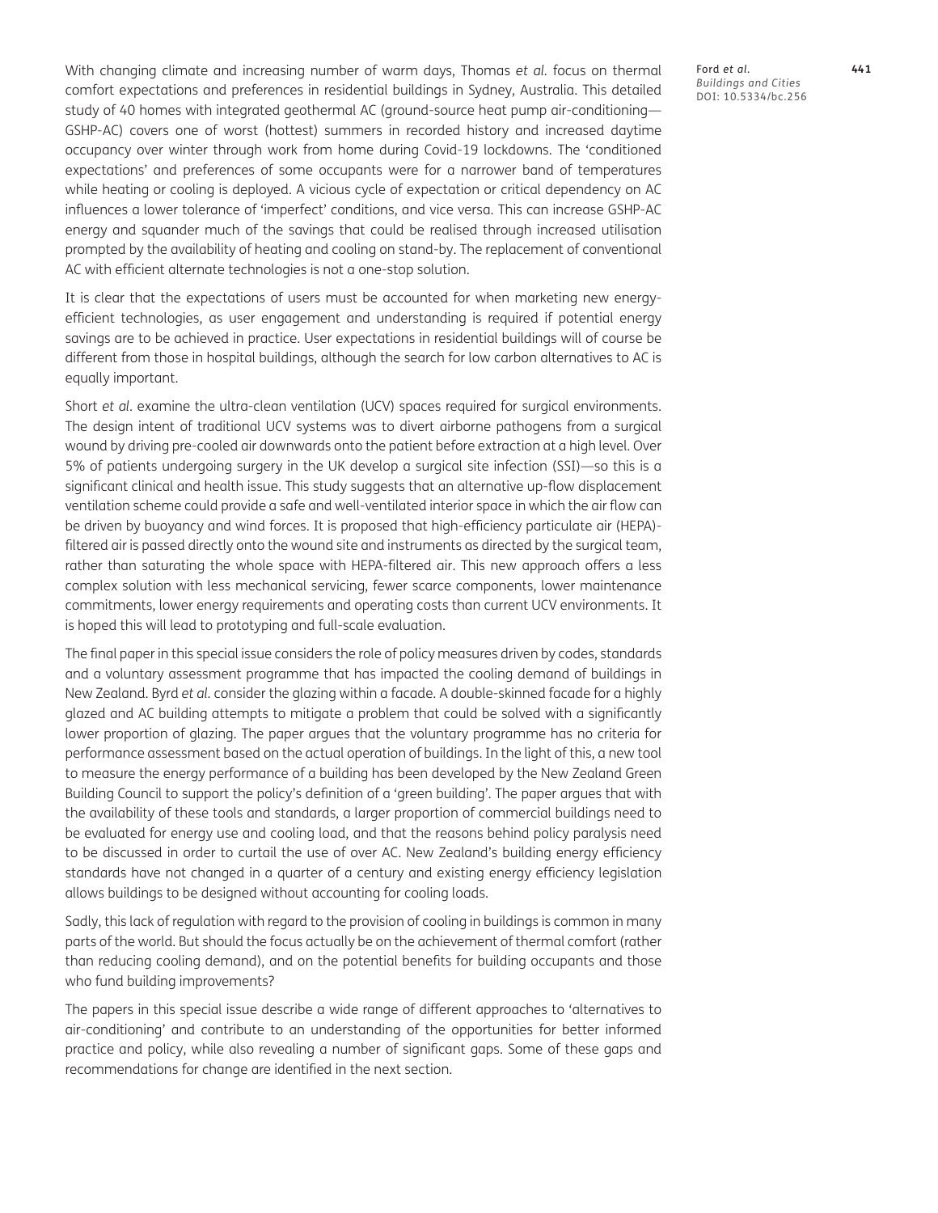With changing climate and increasing number of warm days, Thomas *et al*. focus on thermal comfort expectations and preferences in residential buildings in Sydney, Australia. This detailed study of 40 homes with integrated geothermal AC (ground-source heat pump air-conditioning—GSHP-AC) covers one of worst (hottest) summers in recorded history and increased daytime occupancy over winter through work from home during Covid-19 lockdowns. The 'conditioned expectations' and preferences of some occupants were for a narrower band of temperatures while heating or cooling is deployed. A vicious cycle of expectation or critical dependency on AC influences a lower tolerance of 'imperfect' conditions, and vice versa. This can increase GSHP-AC energy and squander much of the savings that could be realised through increased utilisation prompted by the availability of heating and cooling on stand-by. The replacement of conventional AC with efficient alternate technologies is not a one-stop solution.

It is clear that the expectations of users must be accounted for when marketing new energy-efficient technologies, as user engagement and understanding is required if potential energy savings are to be achieved in practice. User expectations in residential buildings will of course be different from those in hospital buildings, although the search for low carbon alternatives to AC is equally important.

Short *et al*. examine the ultra-clean ventilation (UCV) spaces required for surgical environments. The design intent of traditional UCV systems was to divert airborne pathogens from a surgical wound by driving pre-cooled air downwards onto the patient before extraction at a high level. Over 5% of patients undergoing surgery in the UK develop a surgical site infection (SSI)—so this is a significant clinical and health issue. This study suggests that an alternative up-flow displacement ventilation scheme could provide a safe and well-ventilated interior space in which the air flow can be driven by buoyancy and wind forces. It is proposed that high-efficiency particulate air (HEPA)-filtered air is passed directly onto the wound site and instruments as directed by the surgical team, rather than saturating the whole space with HEPA-filtered air. This new approach offers a less complex solution with less mechanical servicing, fewer scarce components, lower maintenance commitments, lower energy requirements and operating costs than current UCV environments. It is hoped this will lead to prototyping and full-scale evaluation.

The final paper in this special issue considers the role of policy measures driven by codes, standards and a voluntary assessment programme that has impacted the cooling demand of buildings in New Zealand. Byrd *et al*. consider the glazing within a facade. A double-skinned facade for a highly glazed and AC building attempts to mitigate a problem that could be solved with a significantly lower proportion of glazing. The paper argues that the voluntary programme has no criteria for performance assessment based on the actual operation of buildings. In the light of this, a new tool to measure the energy performance of a building has been developed by the New Zealand Green Building Council to support the policy's definition of a 'green building'. The paper argues that with the availability of these tools and standards, a larger proportion of commercial buildings need to be evaluated for energy use and cooling load, and that the reasons behind policy paralysis need to be discussed in order to curtail the use of over AC. New Zealand's building energy efficiency standards have not changed in a quarter of a century and existing energy efficiency legislation allows buildings to be designed without accounting for cooling loads.

Sadly, this lack of regulation with regard to the provision of cooling in buildings is common in many parts of the world. But should the focus actually be on the achievement of thermal comfort (rather than reducing cooling demand), and on the potential benefits for building occupants and those who fund building improvements?

The papers in this special issue describe a wide range of different approaches to 'alternatives to air-conditioning' and contribute to an understanding of the opportunities for better informed practice and policy, while also revealing a number of significant gaps. Some of these gaps and recommendations for change are identified in the next section.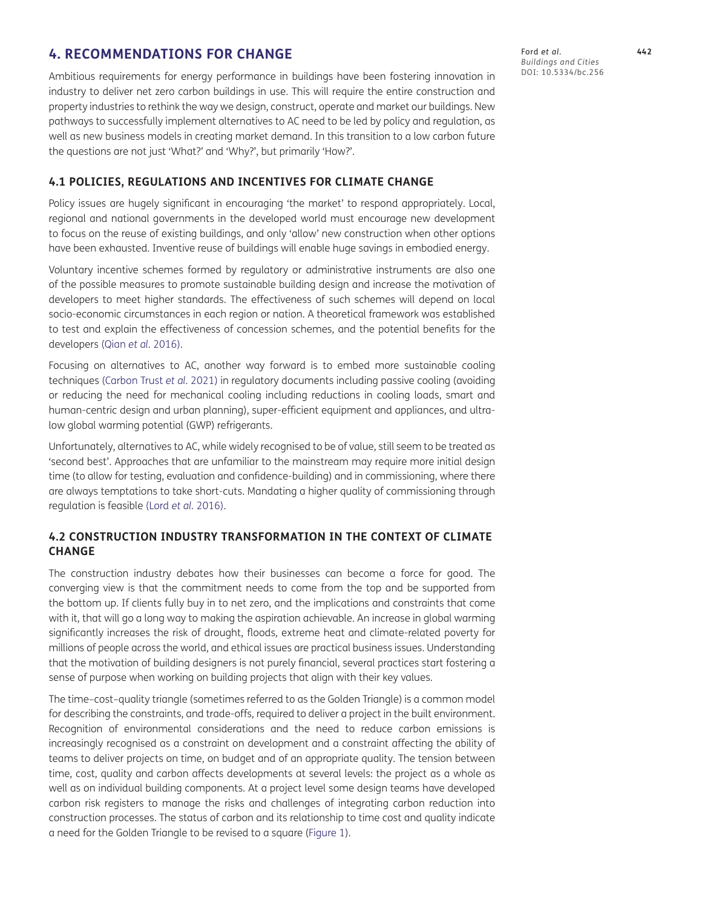## 4. RECOMMENDATIONS FOR CHANGE

Ambitious requirements for energy performance in buildings have been fostering innovation in industry to deliver net zero carbon buildings in use. This will require the entire construction and property industries to rethink the way we design, construct, operate and market our buildings. New pathways to successfully implement alternatives to AC need to be led by policy and regulation, as well as new business models in creating market demand. In this transition to a low carbon future the questions are not just 'What?' and 'Why?', but primarily 'How?'.

### 4.1 POLICIES, REGULATIONS AND INCENTIVES FOR CLIMATE CHANGE

Policy issues are hugely significant in encouraging 'the market' to respond appropriately. Local, regional and national governments in the developed world must encourage new development to focus on the reuse of existing buildings, and only 'allow' new construction when other options have been exhausted. Inventive reuse of buildings will enable huge savings in embodied energy.

Voluntary incentive schemes formed by regulatory or administrative instruments are also one of the possible measures to promote sustainable building design and increase the motivation of developers to meet higher standards. The effectiveness of such schemes will depend on local socio-economic circumstances in each region or nation. A theoretical framework was established to test and explain the effectiveness of concession schemes, and the potential benefits for the developers (Qian *et al.* 2016).

Focusing on alternatives to AC, another way forward is to embed more sustainable cooling techniques (Carbon Trust *et al.* 2021) in regulatory documents including passive cooling (avoiding or reducing the need for mechanical cooling including reductions in cooling loads, smart and human-centric design and urban planning), super-efficient equipment and appliances, and ultra-low global warming potential (GWP) refrigerants.

Unfortunately, alternatives to AC, while widely recognised to be of value, still seem to be treated as 'second best'. Approaches that are unfamiliar to the mainstream may require more initial design time (to allow for testing, evaluation and confidence-building) and in commissioning, where there are always temptations to take short-cuts. Mandating a higher quality of commissioning through regulation is feasible (Lord *et al.* 2016).

### 4.2 CONSTRUCTION INDUSTRY TRANSFORMATION IN THE CONTEXT OF CLIMATE CHANGE

The construction industry debates how their businesses can become a force for good. The converging view is that the commitment needs to come from the top and be supported from the bottom up. If clients fully buy in to net zero, and the implications and constraints that come with it, that will go a long way to making the aspiration achievable. An increase in global warming significantly increases the risk of drought, floods, extreme heat and climate-related poverty for millions of people across the world, and ethical issues are practical business issues. Understanding that the motivation of building designers is not purely financial, several practices start fostering a sense of purpose when working on building projects that align with their key values.

The time–cost–quality triangle (sometimes referred to as the Golden Triangle) is a common model for describing the constraints, and trade-offs, required to deliver a project in the built environment. Recognition of environmental considerations and the need to reduce carbon emissions is increasingly recognised as a constraint on development and a constraint affecting the ability of teams to deliver projects on time, on budget and of an appropriate quality. The tension between time, cost, quality and carbon affects developments at several levels: the project as a whole as well as on individual building components. At a project level some design teams have developed carbon risk registers to manage the risks and challenges of integrating carbon reduction into construction processes. The status of carbon and its relationship to time cost and quality indicate a need for the Golden Triangle to be revised to a square (Figure 1).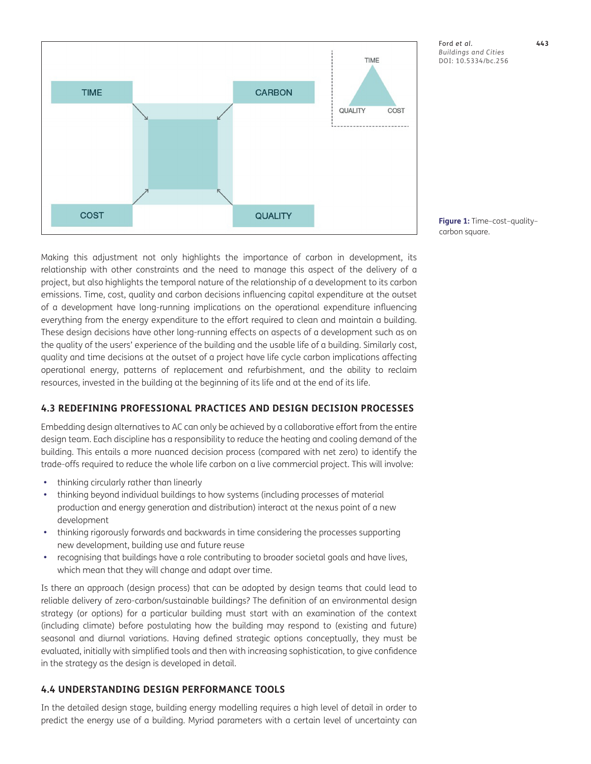Figure 1: Time–cost–quality–carbon square.

Making this adjustment not only highlights the importance of carbon in development, its relationship with other constraints and the need to manage this aspect of the delivery of a project, but also highlights the temporal nature of the relationship of a development to its carbon emissions. Time, cost, quality and carbon decisions influencing capital expenditure at the outset of a development have long-running implications on the operational expenditure influencing everything from the energy expenditure to the effort required to clean and maintain a building. These design decisions have other long-running effects on aspects of a development such as on the quality of the users' experience of the building and the usable life of a building. Similarly cost, quality and time decisions at the outset of a project have life cycle carbon implications affecting operational energy, patterns of replacement and refurbishment, and the ability to reclaim resources, invested in the building at the beginning of its life and at the end of its life.

### 4.3 REDEFINING PROFESSIONAL PRACTICES AND DESIGN DECISION PROCESSES

Embedding design alternatives to AC can only be achieved by a collaborative effort from the entire design team. Each discipline has a responsibility to reduce the heating and cooling demand of the building. This entails a more nuanced decision process (compared with net zero) to identify the trade-offs required to reduce the whole life carbon on a live commercial project. This will involve:

- thinking circularly rather than linearly
- thinking beyond individual buildings to how systems (including processes of material production and energy generation and distribution) interact at the nexus point of a new development
- thinking rigorously forwards and backwards in time considering the processes supporting new development, building use and future reuse
- recognising that buildings have a role contributing to broader societal goals and have lives, which mean that they will change and adapt over time.

Is there an approach (design process) that can be adopted by design teams that could lead to reliable delivery of zero-carbon/sustainable buildings? The definition of an environmental design strategy (or options) for a particular building must start with an examination of the context (including climate) before postulating how the building may respond to (existing and future) seasonal and diurnal variations. Having defined strategic options conceptually, they must be evaluated, initially with simplified tools and then with increasing sophistication, to give confidence in the strategy as the design is developed in detail.

### 4.4 UNDERSTANDING DESIGN PERFORMANCE TOOLS

In the detailed design stage, building energy modelling requires a high level of detail in order to predict the energy use of a building. Myriad parameters with a certain level of uncertainty can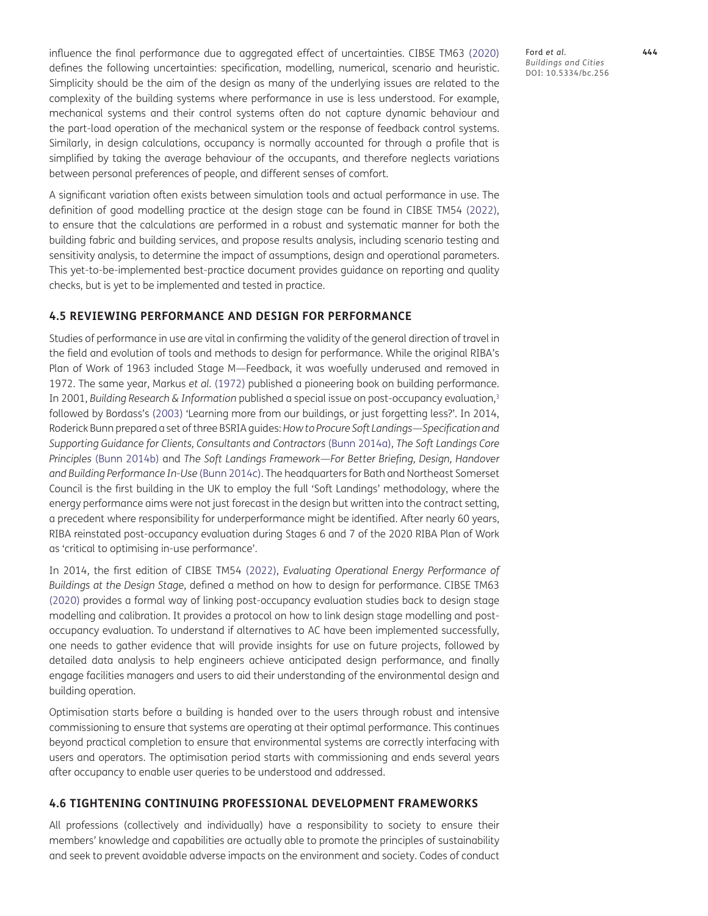influence the final performance due to aggregated effect of uncertainties. CIBSE TM63 (2020) defines the following uncertainties: specification, modelling, numerical, scenario and heuristic. Simplicity should be the aim of the design as many of the underlying issues are related to the complexity of the building systems where performance in use is less understood. For example, mechanical systems and their control systems often do not capture dynamic behaviour and the part-load operation of the mechanical system or the response of feedback control systems. Similarly, in design calculations, occupancy is normally accounted for through a profile that is simplified by taking the average behaviour of the occupants, and therefore neglects variations between personal preferences of people, and different senses of comfort.

A significant variation often exists between simulation tools and actual performance in use. The definition of good modelling practice at the design stage can be found in CIBSE TM54 (2022), to ensure that the calculations are performed in a robust and systematic manner for both the building fabric and building services, and propose results analysis, including scenario testing and sensitivity analysis, to determine the impact of assumptions, design and operational parameters. This yet-to-be-implemented best-practice document provides guidance on reporting and quality checks, but is yet to be implemented and tested in practice.

### 4.5 REVIEWING PERFORMANCE AND DESIGN FOR PERFORMANCE

Studies of performance in use are vital in confirming the validity of the general direction of travel in the field and evolution of tools and methods to design for performance. While the original RIBA's Plan of Work of 1963 included Stage M—Feedback, it was woefully underused and removed in 1972. The same year, Markus *et al.* (1972) published a pioneering book on building performance. In 2001, *Building Research & Information* published a special issue on post-occupancy evaluation,[3] followed by Bordass's (2003) 'Learning more from our buildings, or just forgetting less?'. In 2014, Roderick Bunn prepared a set of three BSRIA guides: *How to Procure Soft Landings—Specification and Supporting Guidance for Clients, Consultants and Contractors* (Bunn 2014a), *The Soft Landings Core Principles* (Bunn 2014b) and *The Soft Landings Framework—For Better Briefing, Design, Handover and Building Performance In-Use* (Bunn 2014c). The headquarters for Bath and Northeast Somerset Council is the first building in the UK to employ the full 'Soft Landings' methodology, where the energy performance aims were not just forecast in the design but written into the contract setting, a precedent where responsibility for underperformance might be identified. After nearly 60 years, RIBA reinstated post-occupancy evaluation during Stages 6 and 7 of the 2020 RIBA Plan of Work as 'critical to optimising in-use performance'.

In 2014, the first edition of CIBSE TM54 (2022), *Evaluating Operational Energy Performance of Buildings at the Design Stage*, defined a method on how to design for performance. CIBSE TM63 (2020) provides a formal way of linking post-occupancy evaluation studies back to design stage modelling and calibration. It provides a protocol on how to link design stage modelling and post-occupancy evaluation. To understand if alternatives to AC have been implemented successfully, one needs to gather evidence that will provide insights for use on future projects, followed by detailed data analysis to help engineers achieve anticipated design performance, and finally engage facilities managers and users to aid their understanding of the environmental design and building operation.

Optimisation starts before a building is handed over to the users through robust and intensive commissioning to ensure that systems are operating at their optimal performance. This continues beyond practical completion to ensure that environmental systems are correctly interfacing with users and operators. The optimisation period starts with commissioning and ends several years after occupancy to enable user queries to be understood and addressed.

### 4.6 TIGHTENING CONTINUING PROFESSIONAL DEVELOPMENT FRAMEWORKS

All professions (collectively and individually) have a responsibility to society to ensure their members' knowledge and capabilities are actually able to promote the principles of sustainability and seek to prevent avoidable adverse impacts on the environment and society. Codes of conduct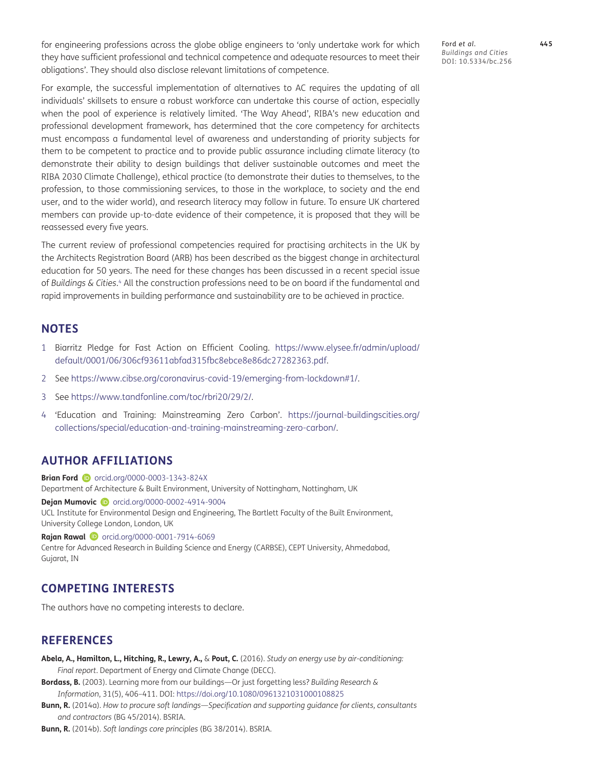for engineering professions across the globe oblige engineers to 'only undertake work for which they have sufficient professional and technical competence and adequate resources to meet their obligations'. They should also disclose relevant limitations of competence.

For example, the successful implementation of alternatives to AC requires the updating of all individuals' skillsets to ensure a robust workforce can undertake this course of action, especially when the pool of experience is relatively limited. 'The Way Ahead', RIBA's new education and professional development framework, has determined that the core competency for architects must encompass a fundamental level of awareness and understanding of priority subjects for them to be competent to practice and to provide public assurance including climate literacy (to demonstrate their ability to design buildings that deliver sustainable outcomes and meet the RIBA 2030 Climate Challenge), ethical practice (to demonstrate their duties to themselves, to the profession, to those commissioning services, to those in the workplace, to society and the end user, and to the wider world), and research literacy may follow in future. To ensure UK chartered members can provide up-to-date evidence of their competence, it is proposed that they will be reassessed every five years.

The current review of professional competencies required for practising architects in the UK by the Architects Registration Board (ARB) has been described as the biggest change in architectural education for 50 years. The need for these changes has been discussed in a recent special issue of *Buildings & Cities*.[4] All the construction professions need to be on board if the fundamental and rapid improvements in building performance and sustainability are to be achieved in practice.

## NOTES

1. Biarritz Pledge for Fast Action on Efficient Cooling. https://www.elysee.fr/admin/upload/default/0001/06/306cf93611abfad315fbc8ebce8e86dc27282363.pdf.
2. See https://www.cibse.org/coronavirus-covid-19/emerging-from-lockdown#1/.
3. See https://www.tandfonline.com/toc/rbri20/29/2/.
4. 'Education and Training: Mainstreaming Zero Carbon'. https://journal-buildingscities.org/collections/special/education-and-training-mainstreaming-zero-carbon/.

## AUTHOR AFFILIATIONS

**Brian Ford** orcid.org/0000-0003-1343-824X
Department of Architecture & Built Environment, University of Nottingham, Nottingham, UK

**Dejan Mumovic** orcid.org/0000-0002-4914-9004
UCL Institute for Environmental Design and Engineering, The Bartlett Faculty of the Built Environment, University College London, London, UK

**Rajan Rawal** orcid.org/0000-0001-7914-6069
Centre for Advanced Research in Building Science and Energy (CARBSE), CEPT University, Ahmedabad, Gujarat, IN

## COMPETING INTERESTS

The authors have no competing interests to declare.

## REFERENCES

**Abela, A., Hamilton, L., Hitching, R., Lewry, A.,** & **Pout, C.** (2016). *Study on energy use by air-conditioning: Final report*. Department of Energy and Climate Change (DECC).

**Bordass, B.** (2003). Learning more from our buildings—Or just forgetting less? *Building Research & Information*, 31(5), 406–411. DOI: https://doi.org/10.1080/0961321031000108825

**Bunn, R.** (2014a). *How to procure soft landings—Specification and supporting guidance for clients, consultants and contractors* (BG 45/2014). BSRIA.

**Bunn, R.** (2014b). *Soft landings core principles* (BG 38/2014). BSRIA.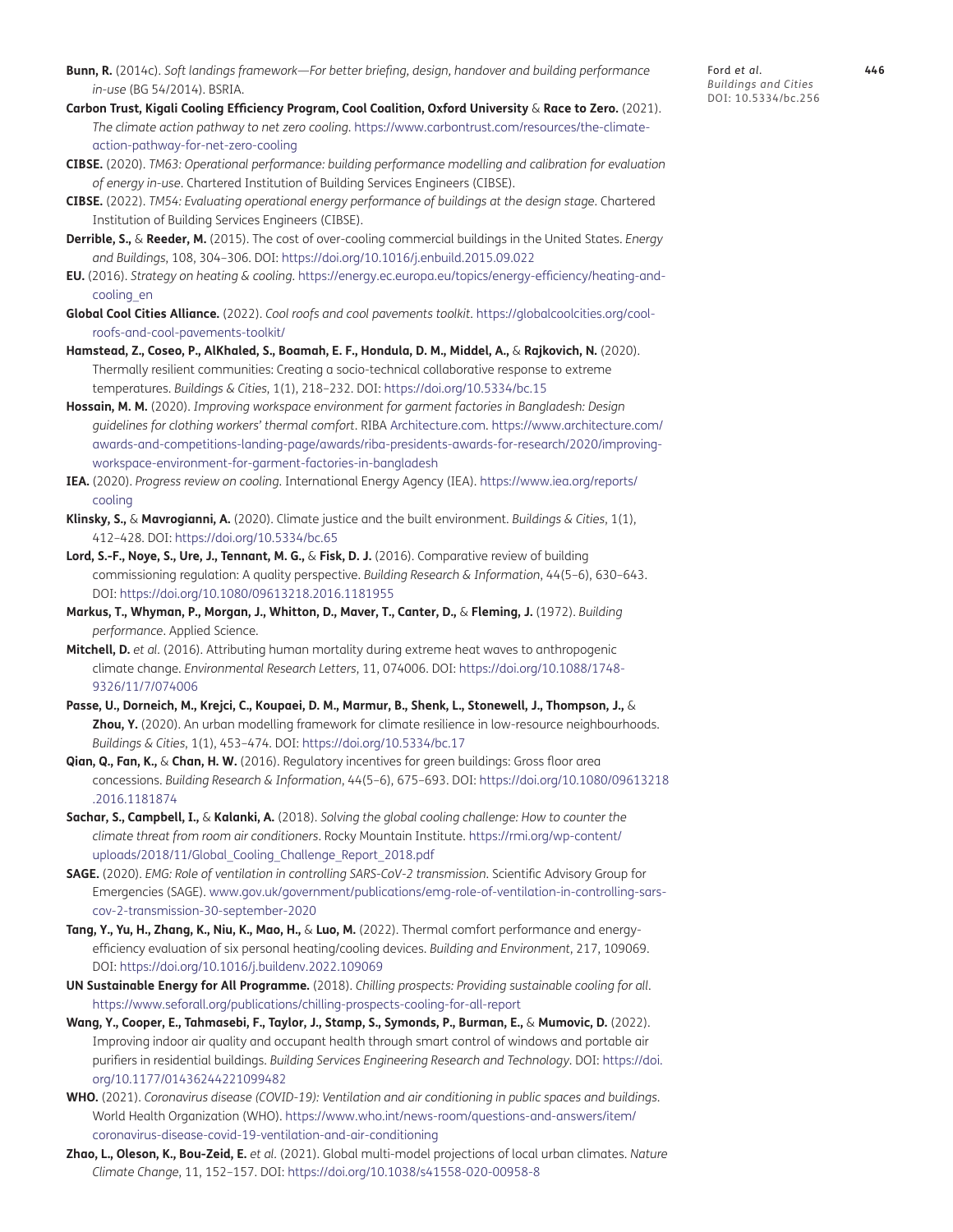**Bunn, R.** (2014c). *Soft landings framework—For better briefing, design, handover and building performance in-use* (BG 54/2014). BSRIA.

**Carbon Trust, Kigali Cooling Efficiency Program, Cool Coalition, Oxford University** & **Race to Zero.** (2021). *The climate action pathway to net zero cooling.* https://www.carbontrust.com/resources/the-climate-action-pathway-for-net-zero-cooling

**CIBSE.** (2020). *TM63: Operational performance: building performance modelling and calibration for evaluation of energy in-use*. Chartered Institution of Building Services Engineers (CIBSE).

**CIBSE.** (2022). *TM54: Evaluating operational energy performance of buildings at the design stage*. Chartered Institution of Building Services Engineers (CIBSE).

**Derrible, S.,** & **Reeder, M.** (2015). The cost of over-cooling commercial buildings in the United States. *Energy and Buildings*, 108, 304–306. DOI: https://doi.org/10.1016/j.enbuild.2015.09.022

**EU.** (2016). *Strategy on heating & cooling.* https://energy.ec.europa.eu/topics/energy-efficiency/heating-and-cooling_en

**Global Cool Cities Alliance.** (2022). *Cool roofs and cool pavements toolkit*. https://globalcoolcities.org/cool-roofs-and-cool-pavements-toolkit/

**Hamstead, Z., Coseo, P., AlKhaled, S., Boamah, E. F., Hondula, D. M., Middel, A.,** & **Rajkovich, N.** (2020). Thermally resilient communities: Creating a socio-technical collaborative response to extreme temperatures. *Buildings & Cities*, 1(1), 218–232. DOI: https://doi.org/10.5334/bc.15

**Hossain, M. M.** (2020). *Improving workspace environment for garment factories in Bangladesh: Design guidelines for clothing workers' thermal comfort*. RIBA Architecture.com. https://www.architecture.com/awards-and-competitions-landing-page/awards/riba-presidents-awards-for-research/2020/improving-workspace-environment-for-garment-factories-in-bangladesh

**IEA.** (2020). *Progress review on cooling.* International Energy Agency (IEA). https://www.iea.org/reports/cooling

**Klinsky, S.,** & **Mavrogianni, A.** (2020). Climate justice and the built environment. *Buildings & Cities*, 1(1), 412–428. DOI: https://doi.org/10.5334/bc.65

**Lord, S.-F., Noye, S., Ure, J., Tennant, M. G.,** & **Fisk, D. J.** (2016). Comparative review of building commissioning regulation: A quality perspective. *Building Research & Information*, 44(5–6), 630–643. DOI: https://doi.org/10.1080/09613218.2016.1181955

**Markus, T., Whyman, P., Morgan, J., Whitton, D., Maver, T., Canter, D.,** & **Fleming, J.** (1972). *Building performance*. Applied Science.

**Mitchell, D.** *et al*. (2016). Attributing human mortality during extreme heat waves to anthropogenic climate change. *Environmental Research Letters*, 11, 074006. DOI: https://doi.org/10.1088/1748-9326/11/7/074006

**Passe, U., Dorneich, M., Krejci, C., Koupaei, D. M., Marmur, B., Shenk, L., Stonewell, J., Thompson, J.,** & **Zhou, Y.** (2020). An urban modelling framework for climate resilience in low-resource neighbourhoods. *Buildings & Cities*, 1(1), 453–474. DOI: https://doi.org/10.5334/bc.17

**Qian, Q., Fan, K.,** & **Chan, H. W.** (2016). Regulatory incentives for green buildings: Gross floor area concessions. *Building Research & Information*, 44(5–6), 675–693. DOI: https://doi.org/10.1080/09613218.2016.1181874

**Sachar, S., Campbell, I.,** & **Kalanki, A.** (2018). *Solving the global cooling challenge: How to counter the climate threat from room air conditioners*. Rocky Mountain Institute. https://rmi.org/wp-content/uploads/2018/11/Global_Cooling_Challenge_Report_2018.pdf

**SAGE.** (2020). *EMG: Role of ventilation in controlling SARS-CoV-2 transmission.* Scientific Advisory Group for Emergencies (SAGE). www.gov.uk/government/publications/emg-role-of-ventilation-in-controlling-sars-cov-2-transmission-30-september-2020

**Tang, Y., Yu, H., Zhang, K., Niu, K., Mao, H.,** & **Luo, M.** (2022). Thermal comfort performance and energy-efficiency evaluation of six personal heating/cooling devices. *Building and Environment*, 217, 109069. DOI: https://doi.org/10.1016/j.buildenv.2022.109069

**UN Sustainable Energy for All Programme.** (2018). *Chilling prospects: Providing sustainable cooling for all*. https://www.seforall.org/publications/chilling-prospects-cooling-for-all-report

**Wang, Y., Cooper, E., Tahmasebi, F., Taylor, J., Stamp, S., Symonds, P., Burman, E.,** & **Mumovic, D.** (2022). Improving indoor air quality and occupant health through smart control of windows and portable air purifiers in residential buildings. *Building Services Engineering Research and Technology*. DOI: https://doi.org/10.1177/01436244221099482

**WHO.** (2021). *Coronavirus disease (COVID-19): Ventilation and air conditioning in public spaces and buildings*. World Health Organization (WHO). https://www.who.int/news-room/questions-and-answers/item/coronavirus-disease-covid-19-ventilation-and-air-conditioning

**Zhao, L., Oleson, K., Bou-Zeid, E.** *et al*. (2021). Global multi-model projections of local urban climates. *Nature Climate Change*, 11, 152–157. DOI: https://doi.org/10.1038/s41558-020-00958-8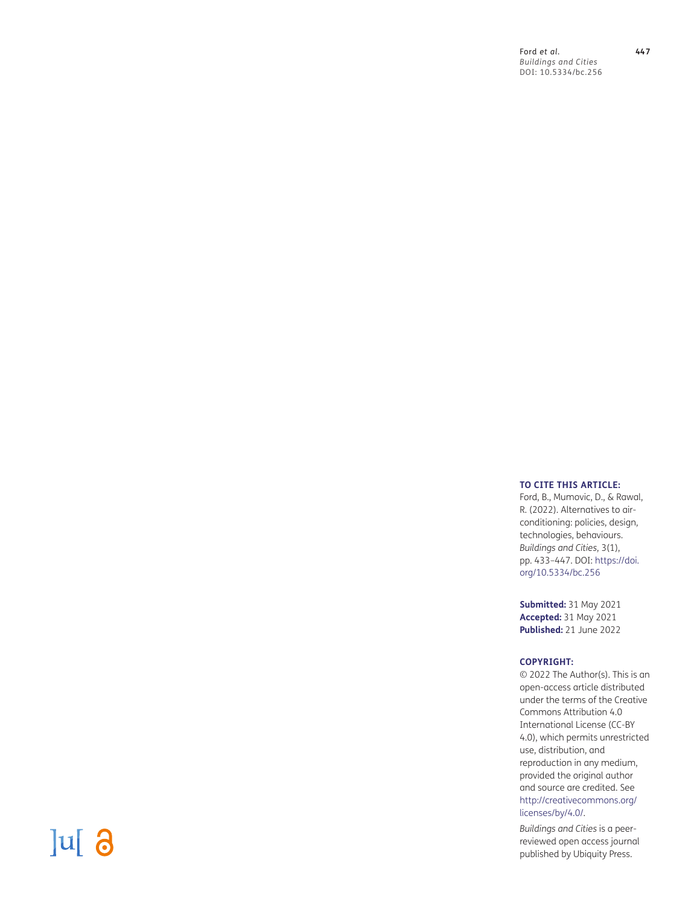**TO CITE THIS ARTICLE:**

Ford, B., Mumovic, D., & Rawal, R. (2022). Alternatives to air-conditioning: policies, design, technologies, behaviours. *Buildings and Cities*, 3(1), pp. 433–447. DOI: https://doi.org/10.5334/bc.256

**Submitted:** 31 May 2021
**Accepted:** 31 May 2021
**Published:** 21 June 2022

**COPYRIGHT:**

© 2022 The Author(s). This is an open-access article distributed under the terms of the Creative Commons Attribution 4.0 International License (CC-BY 4.0), which permits unrestricted use, distribution, and reproduction in any medium, provided the original author and source are credited. See http://creativecommons.org/licenses/by/4.0/.

*Buildings and Cities* is a peer-reviewed open access journal published by Ubiquity Press.